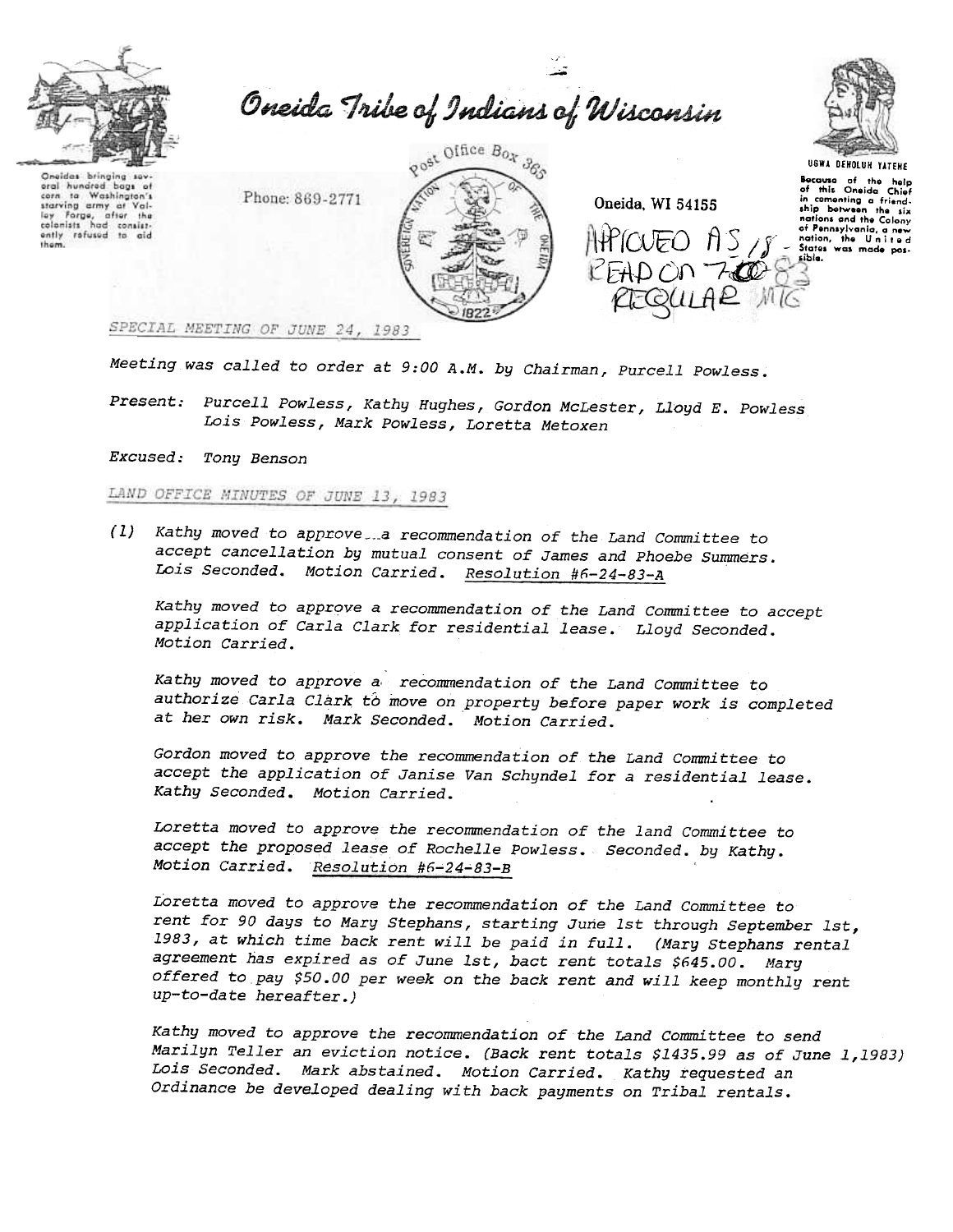# Oneida Tribe of Indians of Wisconsin

Oneidas bringing several hundred bags of corn to Washington's starving army at Valley Forge, after the colonists had consistently refused to aid them.

Phone: 869-2771

Post Office Box 365

Oneida, WI 54155

UGWA DEHOLUH YATEHE

Because of the help of this Oneida Chief in cementing a friendship between the six nations and the Colony of Pennsylvania, a new nation, the United States was made possible.

APPROVED AS READ ON 7-08-83 REGULAR MTG

SPECIAL MEETING OF JUNE 24, 1983

*Meeting was called to order at 9:00 A.M. by Chairman, Purcell Powless.*

*Present: Purcell Powless, Kathy Hughes, Gordon McLester, Lloyd E. Powless Lois Powless, Mark Powless, Loretta Metoxen*

*Excused: Tony Benson*

LAND OFFICE MINUTES OF JUNE 13, 1983

*(1) Kathy moved to approve a recommendation of the Land Committee to accept cancellation by mutual consent of James and Phoebe Summers. Lois Seconded. Motion Carried. Resolution #6-24-83-A*

*Kathy moved to approve a recommendation of the Land Committee to accept application of Carla Clark for residential lease. Lloyd Seconded. Motion Carried.*

*Kathy moved to approve a recommendation of the Land Committee to authorize Carla Clark to move on property before paper work is completed at her own risk. Mark Seconded. Motion Carried.*

*Gordon moved to approve the recommendation of the Land Committee to accept the application of Janise Van Schyndel for a residential lease. Kathy Seconded. Motion Carried.*

*Loretta moved to approve the recommendation of the land Committee to accept the proposed lease of Rochelle Powless. Seconded. by Kathy. Motion Carried. Resolution #6-24-83-B*

*Loretta moved to approve the recommendation of the Land Committee to rent for 90 days to Mary Stephans, starting June 1st through September 1st, 1983, at which time back rent will be paid in full. (Mary Stephans rental agreement has expired as of June 1st, bact rent totals $645.00. Mary offered to pay $50.00 per week on the back rent and will keep monthly rent up-to-date hereafter.)*

*Kathy moved to approve the recommendation of the Land Committee to send Marilyn Teller an eviction notice. (Back rent totals $1435.99 as of June 1,1983) Lois Seconded. Mark abstained. Motion Carried. Kathy requested an Ordinance be developed dealing with back payments on Tribal rentals.*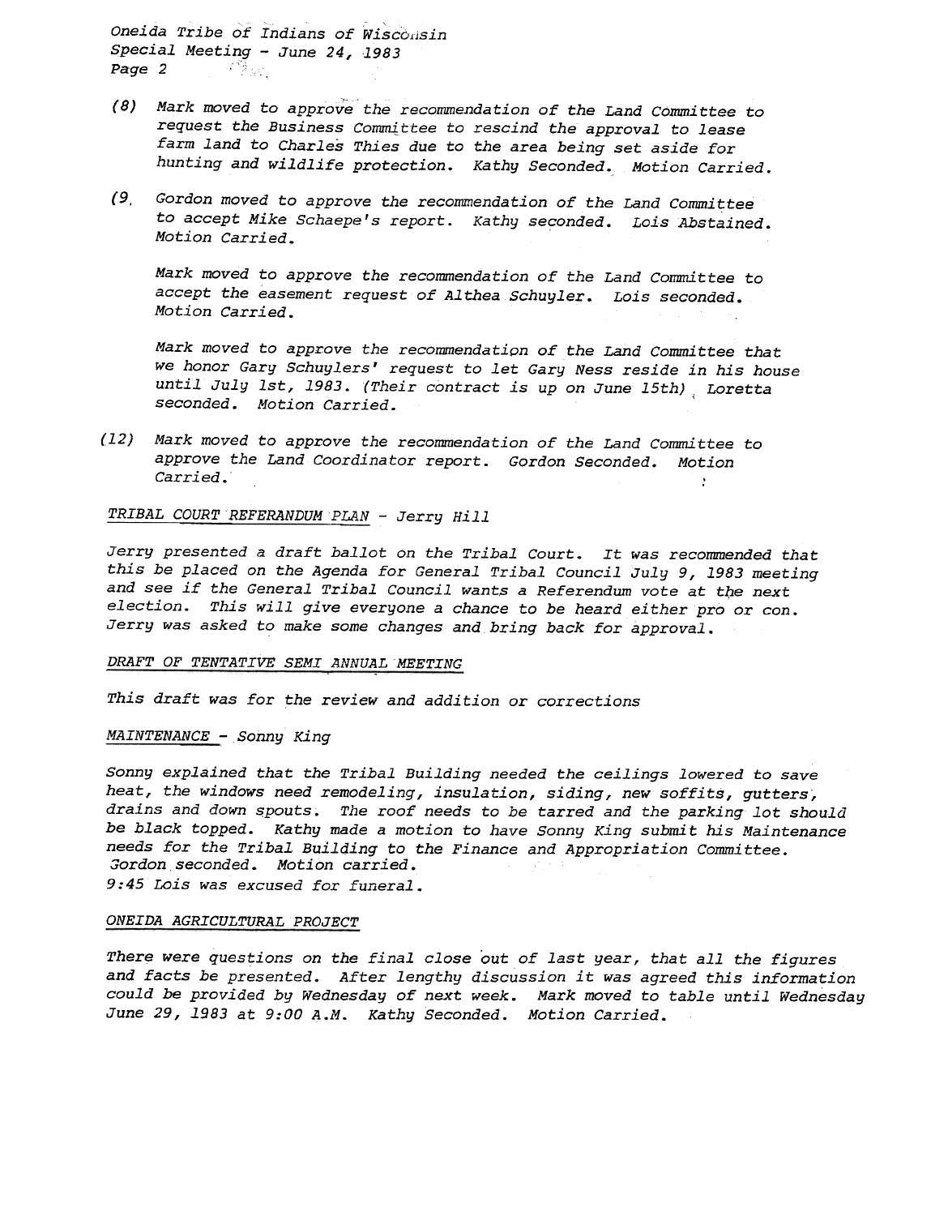(8) Mark moved to approve the recommendation of the Land Committee to request the Business Committee to rescind the approval to lease farm land to Charles Thies due to the area being set aside for hunting and wildlife protection. Kathy Seconded. Motion Carried.

(9, Gordon moved to approve the recommendation of the Land Committee to accept Mike Schaepe's report. Kathy seconded. Lois Abstained. Motion Carried.

Mark moved to approve the recommendation of the Land Committee to accept the easement request of Althea Schuyler. Lois seconded. Motion Carried.

Mark moved to approve the recommendation of the Land Committee that we honor Gary Schuylers' request to let Gary Ness reside in his house until July 1st, 1983. (Their contract is up on June 15th) Loretta seconded. Motion Carried.

(12) Mark moved to approve the recommendation of the Land Committee to approve the Land Coordinator report. Gordon Seconded. Motion Carried.

TRIBAL COURT REFERANDUM PLAN - Jerry Hill

Jerry presented a draft ballot on the Tribal Court. It was recommended that this be placed on the Agenda for General Tribal Council July 9, 1983 meeting and see if the General Tribal Council wants a Referendum vote at the next election. This will give everyone a chance to be heard either pro or con. Jerry was asked to make some changes and bring back for approval.

DRAFT OF TENTATIVE SEMI ANNUAL MEETING

This draft was for the review and addition or corrections

MAINTENANCE - Sonny King

Sonny explained that the Tribal Building needed the ceilings lowered to save heat, the windows need remodeling, insulation, siding, new soffits, gutters, drains and down spouts. The roof needs to be tarred and the parking lot should be black topped. Kathy made a motion to have Sonny King submit his Maintenance needs for the Tribal Building to the Finance and Appropriation Committee. Gordon seconded. Motion carried.
9:45 Lois was excused for funeral.

ONEIDA AGRICULTURAL PROJECT

There were questions on the final close out of last year, that all the figures and facts be presented. After lengthy discussion it was agreed this information could be provided by Wednesday of next week. Mark moved to table until Wednesday June 29, 1983 at 9:00 A.M. Kathy Seconded. Motion Carried.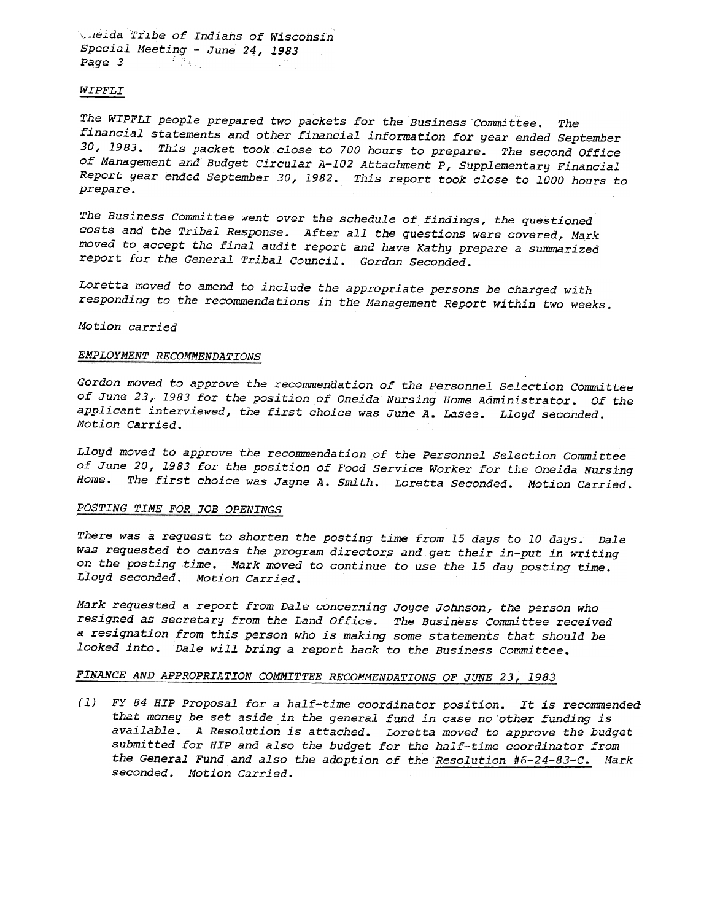### WIPFLI

The WIPFLI people prepared two packets for the Business Committee. The financial statements and other financial information for year ended September 30, 1983. This packet took close to 700 hours to prepare. The second Office of Management and Budget Circular A-102 Attachment P, Supplementary Financial Report year ended September 30, 1982. This report took close to 1000 hours to prepare.

The Business Committee went over the schedule of findings, the questioned costs and the Tribal Response. After all the questions were covered, Mark moved to accept the final audit report and have Kathy prepare a summarized report for the General Tribal Council. Gordon Seconded.

Loretta moved to amend to include the appropriate persons be charged with responding to the recommendations in the Management Report within two weeks.

Motion carried

### EMPLOYMENT RECOMMENDATIONS

Gordon moved to approve the recommendation of the Personnel Selection Committee of June 23, 1983 for the position of Oneida Nursing Home Administrator. Of the applicant interviewed, the first choice was June A. Lasee. Lloyd seconded. Motion Carried.

Lloyd moved to approve the recommendation of the Personnel Selection Committee of June 20, 1983 for the position of Food Service Worker for the Oneida Nursing Home. The first choice was Jayne A. Smith. Loretta Seconded. Motion Carried.

### POSTING TIME FOR JOB OPENINGS

There was a request to shorten the posting time from 15 days to 10 days. Dale was requested to canvas the program directors and get their in-put in writing on the posting time. Mark moved to continue to use the 15 day posting time. Lloyd seconded. Motion Carried.

Mark requested a report from Dale concerning Joyce Johnson, the person who resigned as secretary from the Land Office. The Business Committee received a resignation from this person who is making some statements that should be looked into. Dale will bring a report back to the Business Committee.

### FINANCE AND APPROPRIATION COMMITTEE RECOMMENDATIONS OF JUNE 23, 1983

(1) FY 84 HIP Proposal for a half-time coordinator position. It is recommended that money be set aside in the general fund in case no other funding is available. A Resolution is attached. Loretta moved to approve the budget submitted for HIP and also the budget for the half-time coordinator from the General Fund and also the adoption of the Resolution #6-24-83-C. Mark seconded. Motion Carried.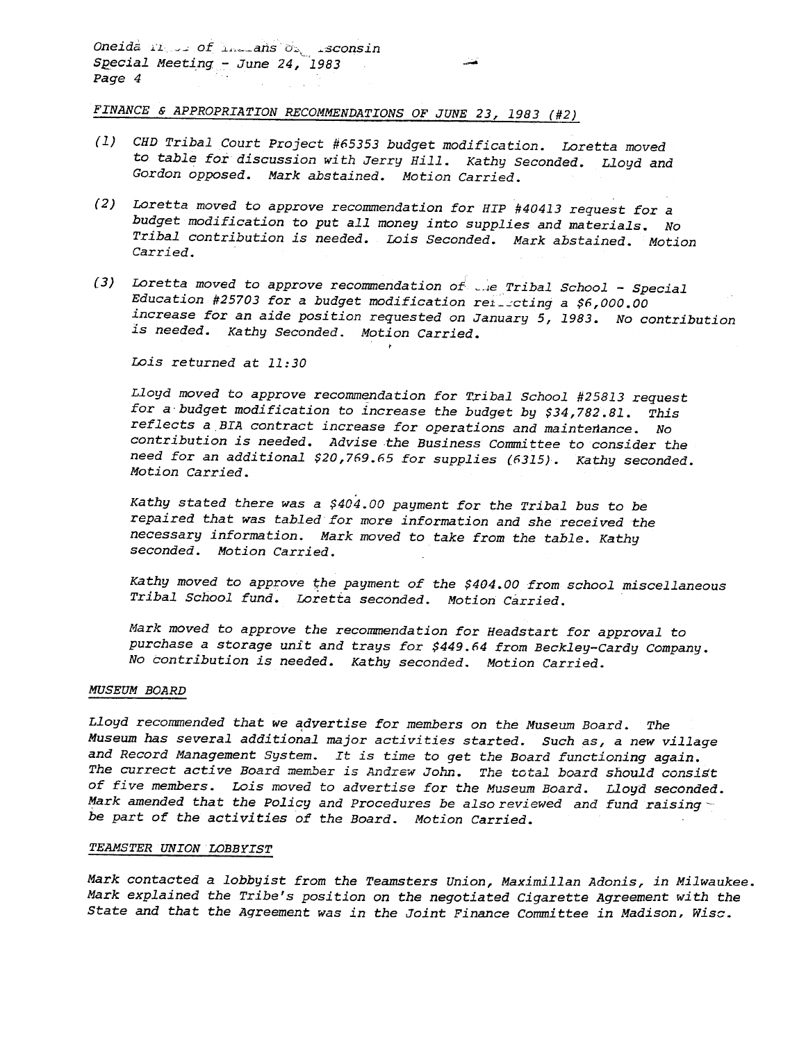## FINANCE & APPROPRIATION RECOMMENDATIONS OF JUNE 23, 1983 (#2)

(1) CHD Tribal Court Project #65353 budget modification. Loretta moved to table for discussion with Jerry Hill. Kathy Seconded. Lloyd and Gordon opposed. Mark abstained. Motion Carried.

(2) Loretta moved to approve recommendation for HIP #40413 request for a budget modification to put all money into supplies and materials. No Tribal contribution is needed. Lois Seconded. Mark abstained. Motion Carried.

(3) Loretta moved to approve recommendation of the Tribal School - Special Education #25703 for a budget modification reflecting a $6,000.00 increase for an aide position requested on January 5, 1983. No contribution is needed. Kathy Seconded. Motion Carried.

Lois returned at 11:30

Lloyd moved to approve recommendation for Tribal School #25813 request for a budget modification to increase the budget by $34,782.81. This reflects a BIA contract increase for operations and maintenance. No contribution is needed. Advise the Business Committee to consider the need for an additional $20,769.65 for supplies (6315). Kathy seconded. Motion Carried.

Kathy stated there was a $404.00 payment for the Tribal bus to be repaired that was tabled for more information and she received the necessary information. Mark moved to take from the table. Kathy seconded. Motion Carried.

Kathy moved to approve the payment of the $404.00 from school miscellaneous Tribal School fund. Loretta seconded. Motion Carried.

Mark moved to approve the recommendation for Headstart for approval to purchase a storage unit and trays for $449.64 from Beckley-Cardy Company. No contribution is needed. Kathy seconded. Motion Carried.

## MUSEUM BOARD

Lloyd recommended that we advertise for members on the Museum Board. The Museum has several additional major activities started. Such as, a new village and Record Management System. It is time to get the Board functioning again. The currect active Board member is Andrew John. The total board should consist of five members. Lois moved to advertise for the Museum Board. Lloyd seconded. Mark amended that the Policy and Procedures be also reviewed and fund raising be part of the activities of the Board. Motion Carried.

## TEAMSTER UNION LOBBYIST

Mark contacted a lobbyist from the Teamsters Union, Maximillan Adonis, in Milwaukee. Mark explained the Tribe's position on the negotiated Cigarette Agreement with the State and that the Agreement was in the Joint Finance Committee in Madison, Wisc.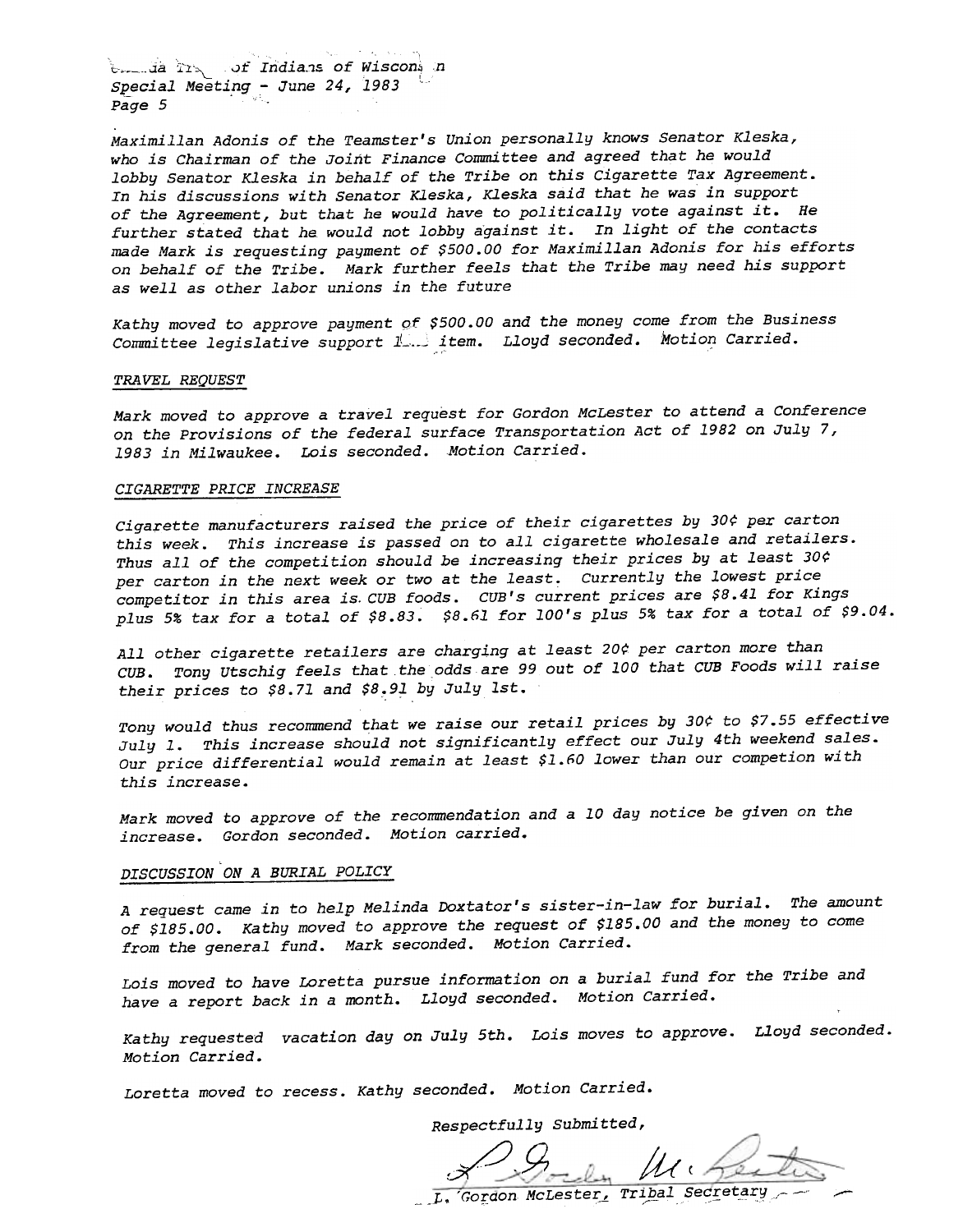Maximillan Adonis of the Teamster's Union personally knows Senator Kleska, who is Chairman of the Joint Finance Committee and agreed that he would lobby Senator Kleska in behalf of the Tribe on this Cigarette Tax Agreement. In his discussions with Senator Kleska, Kleska said that he was in support of the Agreement, but that he would have to politically vote against it. He further stated that he would not lobby against it. In light of the contacts made Mark is requesting payment of $500.00 for Maximillan Adonis for his efforts on behalf of the Tribe. Mark further feels that the Tribe may need his support as well as other labor unions in the future

Kathy moved to approve payment of $500.00 and the money come from the Business Committee legislative support l... item. Lloyd seconded. Motion Carried.

TRAVEL REQUEST

Mark moved to approve a travel request for Gordon McLester to attend a Conference on the Provisions of the federal surface Transportation Act of 1982 on July 7, 1983 in Milwaukee. Lois seconded. Motion Carried.

CIGARETTE PRICE INCREASE

Cigarette manufacturers raised the price of their cigarettes by 30¢ per carton this week. This increase is passed on to all cigarette wholesale and retailers. Thus all of the competition should be increasing their prices by at least 30¢ per carton in the next week or two at the least. Currently the lowest price competitor in this area is CUB foods. CUB's current prices are $8.41 for Kings plus 5% tax for a total of $8.83. $8.61 for 100's plus 5% tax for a total of $9.04.

All other cigarette retailers are charging at least 20¢ per carton more than CUB. Tony Utschig feels that the odds are 99 out of 100 that CUB Foods will raise their prices to $8.71 and $8.91 by July 1st.

Tony would thus recommend that we raise our retail prices by 30¢ to $7.55 effective July 1. This increase should not significantly effect our July 4th weekend sales. Our price differential would remain at least $1.60 lower than our competion with this increase.

Mark moved to approve of the recommendation and a 10 day notice be given on the increase. Gordon seconded. Motion carried.

DISCUSSION ON A BURIAL POLICY

A request came in to help Melinda Doxtator's sister-in-law for burial. The amount of $185.00. Kathy moved to approve the request of $185.00 and the money to come from the general fund. Mark seconded. Motion Carried.

Lois moved to have Loretta pursue information on a burial fund for the Tribe and have a report back in a month. Lloyd seconded. Motion Carried.

Kathy requested vacation day on July 5th. Lois moves to approve. Lloyd seconded. Motion Carried.

Loretta moved to recess. Kathy seconded. Motion Carried.

Respectfully Submitted,

L. Gordon McLester, Tribal Secretary